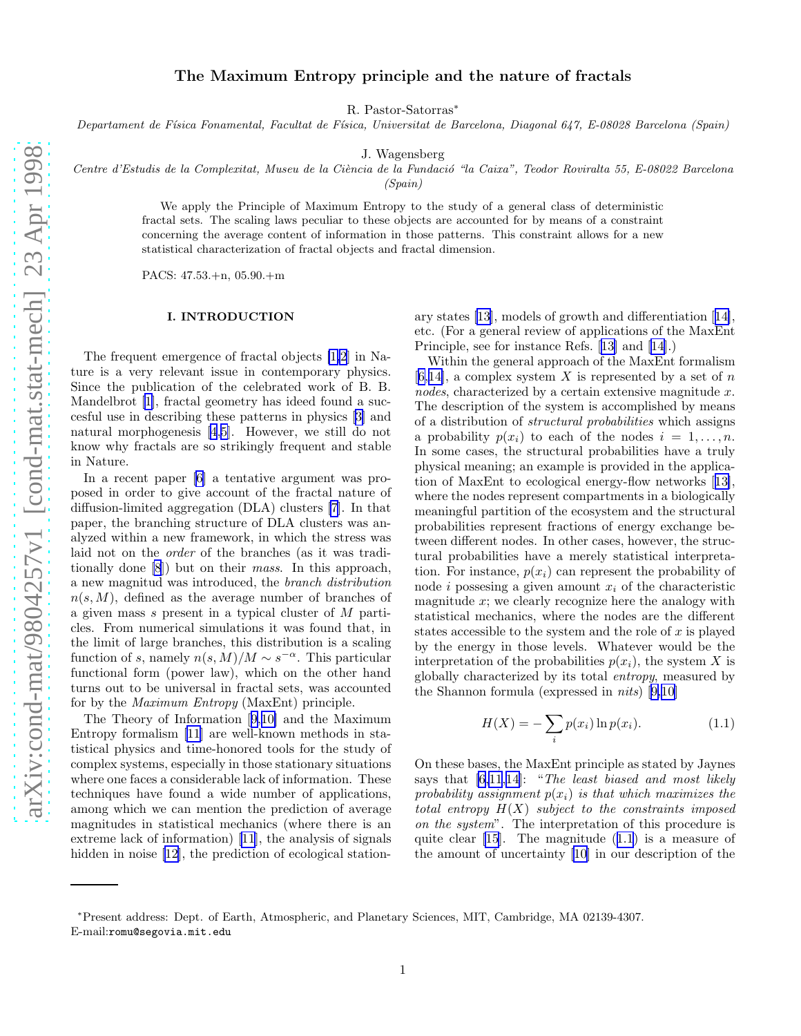# The Maximum Entropy principle and the nature of fractals

R. Pastor-Satorras*

*Departament de Física Fonamental, Facultat de Física, Universitat de Barcelona, Diagonal 647, E-08028 Barcelona (Spain)*

J. Wagensberg

*Centre d'Estudis de la Complexitat, Museu de la Ciència de la Fundació "la Caixa", Teodor Roviralta 55, E-08022 Barcelona (Spain)*

We apply the Principle of Maximum Entropy to the study of a general class of deterministic fractal sets. The scaling laws peculiar to these objects are accounted for by means of a constraint concerning the average content of information in those patterns. This constraint allows for a new statistical characterization of fractal objects and fractal dimension.

PACS: 47.53.+n, 05.90.+m

## I. INTRODUCTION

The frequent emergence of fractal objects [1,2] in Nature is a very relevant issue in contemporary physics. Since the publication of the celebrated work of B. B. Mandelbrot [1], fractal geometry has ideed found a succesful use in describing these patterns in physics [3] and natural morphogenesis [4,5]. However, we still do not know why fractals are so strikingly frequent and stable in Nature.

In a recent paper [6] a tentative argument was proposed in order to give account of the fractal nature of diffusion-limited aggregation (DLA) clusters [7]. In that paper, the branching structure of DLA clusters was analyzed within a new framework, in which the stress was laid not on the *order* of the branches (as it was traditionally done [8]) but on their *mass*. In this approach, a new magnitud was introduced, the *branch distribution* $n(s, M)$, defined as the average number of branches of a given mass $s$ present in a typical cluster of $M$ particles. From numerical simulations it was found that, in the limit of large branches, this distribution is a scaling function of $s$, namely $n(s, M)/M \sim s^{-\alpha}$. This particular functional form (power law), which on the other hand turns out to be universal in fractal sets, was accounted for by the *Maximum Entropy* (MaxEnt) principle.

The Theory of Information [9,10] and the Maximum Entropy formalism [11] are well-known methods in statistical physics and time-honored tools for the study of complex systems, especially in those stationary situations where one faces a considerable lack of information. These techniques have found a wide number of applications, among which we can mention the prediction of average magnitudes in statistical mechanics (where there is an extreme lack of information) [11], the analysis of signals hidden in noise [12], the prediction of ecological stationary states [13], models of growth and differentiation [14], etc. (For a general review of applications of the MaxEnt Principle, see for instance Refs. [13] and [14].)

Within the general approach of the MaxEnt formalism [6,14], a complex system $X$ is represented by a set of $n$ *nodes*, characterized by a certain extensive magnitude $x$. The description of the system is accomplished by means of a distribution of *structural probabilities* which assigns a probability $p(x_i)$ to each of the nodes $i = 1, \ldots, n$. In some cases, the structural probabilities have a truly physical meaning; an example is provided in the application of MaxEnt to ecological energy-flow networks [13], where the nodes represent compartments in a biologically meaningful partition of the ecosystem and the structural probabilities represent fractions of energy exchange between different nodes. In other cases, however, the structural probabilities have a merely statistical interpretation. For instance, $p(x_i)$ can represent the probability of node $i$ possesing a given amount $x_i$ of the characteristic magnitude $x$; we clearly recognize here the analogy with statistical mechanics, where the nodes are the different states accessible to the system and the role of $x$ is played by the energy in those levels. Whatever would be the interpretation of the probabilities $p(x_i)$, the system $X$ is globally characterized by its total *entropy*, measured by the Shannon formula (expressed in *nits*) [9,10]

$$H(X) = -\sum_i p(x_i) \ln p(x_i). \tag{1.1}$$

On these bases, the MaxEnt principle as stated by Jaynes says that [6,11,14]: "*The least biased and most likely probability assignment $p(x_i)$ is that which maximizes the total entropy $H(X)$ subject to the constraints imposed on the system*". The interpretation of this procedure is quite clear [15]. The magnitude (1.1) is a measure of the amount of uncertainty [10] in our description of the

*Present address: Dept. of Earth, Atmospheric, and Planetary Sciences, MIT, Cambridge, MA 02139-4307. E-mail:romu@segovia.mit.edu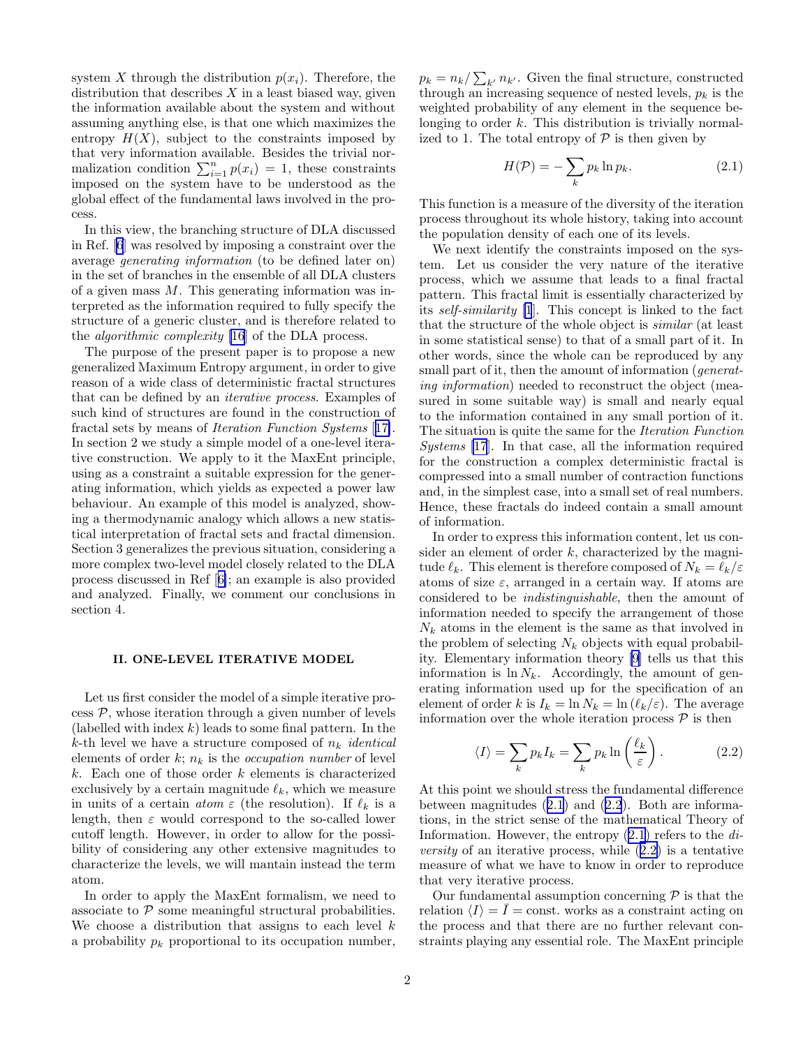system $X$ through the distribution $p(x_i)$. Therefore, the distribution that describes $X$ in a least biased way, given the information available about the system and without assuming anything else, is that one which maximizes the entropy $H(X)$, subject to the constraints imposed by that very information available. Besides the trivial normalization condition $\sum_{i=1}^{n} p(x_i) = 1$, these constraints imposed on the system have to be understood as the global effect of the fundamental laws involved in the process.

In this view, the branching structure of DLA discussed in Ref. [6] was resolved by imposing a constraint over the average *generating information* (to be defined later on) in the set of branches in the ensemble of all DLA clusters of a given mass $M$. This generating information was interpreted as the information required to fully specify the structure of a generic cluster, and is therefore related to the *algorithmic complexity* [16] of the DLA process.

The purpose of the present paper is to propose a new generalized Maximum Entropy argument, in order to give reason of a wide class of deterministic fractal structures that can be defined by an *iterative process*. Examples of such kind of structures are found in the construction of fractal sets by means of *Iteration Function Systems* [17]. In section 2 we study a simple model of a one-level iterative construction. We apply to it the MaxEnt principle, using as a constraint a suitable expression for the generating information, which yields as expected a power law behaviour. An example of this model is analyzed, showing a thermodynamic analogy which allows a new statistical interpretation of fractal sets and fractal dimension. Section 3 generalizes the previous situation, considering a more complex two-level model closely related to the DLA process discussed in Ref [6]; an example is also provided and analyzed. Finally, we comment our conclusions in section 4.

## II. ONE-LEVEL ITERATIVE MODEL

Let us first consider the model of a simple iterative process $\mathcal{P}$, whose iteration through a given number of levels (labelled with index $k$) leads to some final pattern. In the $k$-th level we have a structure composed of $n_k$ *identical* elements of order $k$; $n_k$ is the *occupation number* of level $k$. Each one of those order $k$ elements is characterized exclusively by a certain magnitude $\ell_k$, which we measure in units of a certain *atom* $\varepsilon$ (the resolution). If $\ell_k$ is a length, then $\varepsilon$ would correspond to the so-called lower cutoff length. However, in order to allow for the possibility of considering any other extensive magnitudes to characterize the levels, we will mantain instead the term atom.

In order to apply the MaxEnt formalism, we need to associate to $\mathcal{P}$ some meaningful structural probabilities. We choose a distribution that assigns to each level $k$ a probability $p_k$ proportional to its occupation number, $p_k = n_k / \sum_{k'} n_{k'}$. Given the final structure, constructed through an increasing sequence of nested levels, $p_k$ is the weighted probability of any element in the sequence belonging to order $k$. This distribution is trivially normalized to 1. The total entropy of $\mathcal{P}$ is then given by

$$H(\mathcal{P}) = -\sum_k p_k \ln p_k. \tag{2.1}$$

This function is a measure of the diversity of the iteration process throughout its whole history, taking into account the population density of each one of its levels.

We next identify the constraints imposed on the system. Let us consider the very nature of the iterative process, which we assume that leads to a final fractal pattern. This fractal limit is essentially characterized by its *self-similarity* [1]. This concept is linked to the fact that the structure of the whole object is *similar* (at least in some statistical sense) to that of a small part of it. In other words, since the whole can be reproduced by any small part of it, then the amount of information (*generating information*) needed to reconstruct the object (measured in some suitable way) is small and nearly equal to the information contained in any small portion of it. The situation is quite the same for the *Iteration Function Systems* [17]. In that case, all the information required for the construction a complex deterministic fractal is compressed into a small number of contraction functions and, in the simplest case, into a small set of real numbers. Hence, these fractals do indeed contain a small amount of information.

In order to express this information content, let us consider an element of order $k$, characterized by the magnitude $\ell_k$. This element is therefore composed of $N_k = \ell_k/\varepsilon$ atoms of size $\varepsilon$, arranged in a certain way. If atoms are considered to be *indistinguishable*, then the amount of information needed to specify the arrangement of those $N_k$ atoms in the element is the same as that involved in the problem of selecting $N_k$ objects with equal probability. Elementary information theory [9] tells us that this information is $\ln N_k$. Accordingly, the amount of generating information used up for the specification of an element of order $k$ is $I_k = \ln N_k = \ln(\ell_k/\varepsilon)$. The average information over the whole iteration process $\mathcal{P}$ is then

$$\langle I \rangle = \sum_k p_k I_k = \sum_k p_k \ln\left(\frac{\ell_k}{\varepsilon}\right). \tag{2.2}$$

At this point we should stress the fundamental difference between magnitudes (2.1) and (2.2). Both are informations, in the strict sense of the mathematical Theory of Information. However, the entropy (2.1) refers to the *diversity* of an iterative process, while (2.2) is a tentative measure of what we have to know in order to reproduce that very iterative process.

Our fundamental assumption concerning $\mathcal{P}$ is that the relation $\langle I \rangle = \bar{I} = \text{const.}$ works as a constraint acting on the process and that there are no further relevant constraints playing any essential role. The MaxEnt principle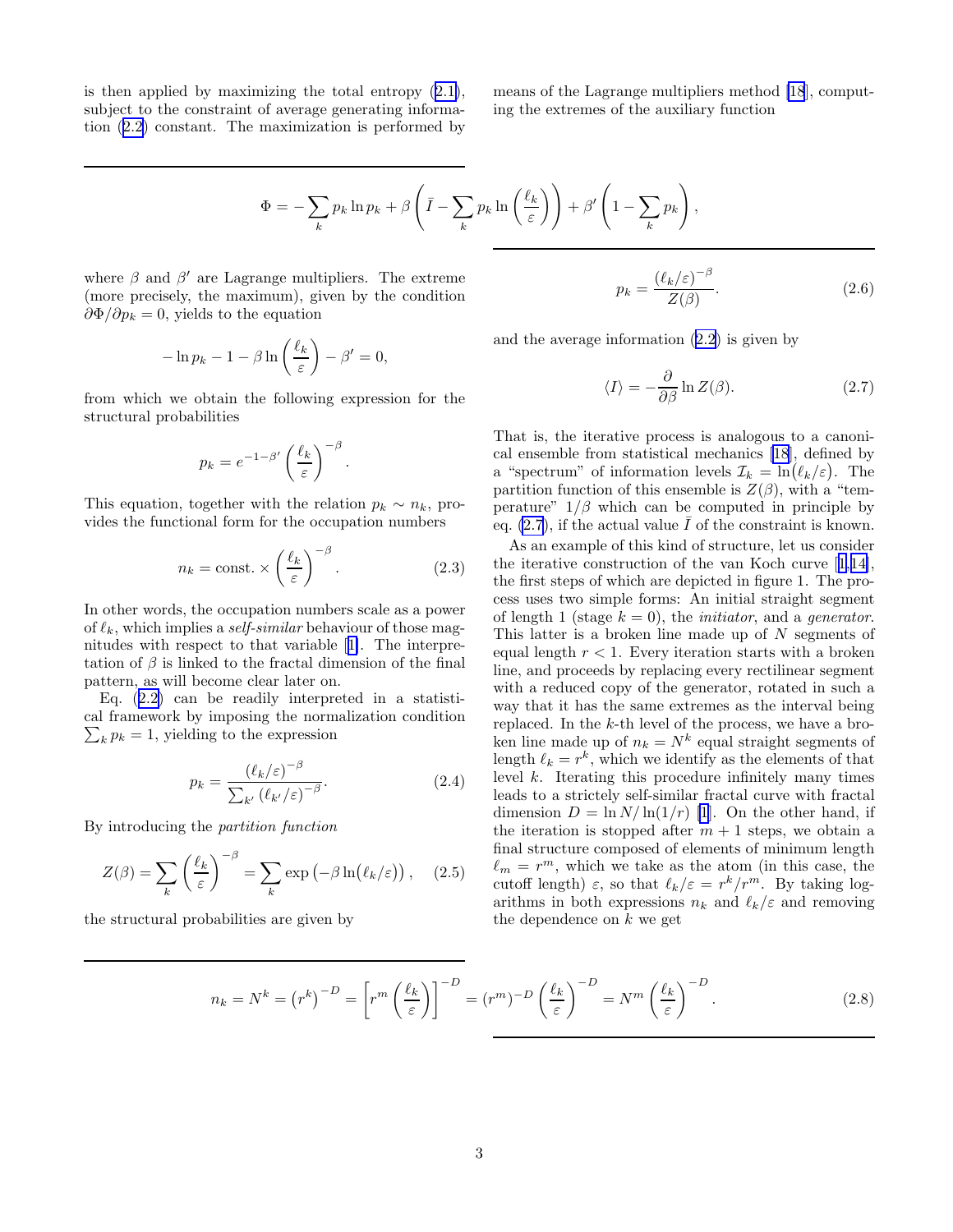is then applied by maximizing the total entropy (2.1), subject to the constraint of average generating information (2.2) constant. The maximization is performed by means of the Lagrange multipliers method [18], computing the extremes of the auxiliary function

$$\Phi = -\sum_k p_k \ln p_k + \beta \left( \bar{I} - \sum_k p_k \ln \left( \frac{\ell_k}{\varepsilon} \right) \right) + \beta' \left( 1 - \sum_k p_k \right),$$

where $\beta$ and $\beta'$ are Lagrange multipliers. The extreme (more precisely, the maximum), given by the condition $\partial\Phi/\partial p_k = 0$, yields to the equation

$$-\ln p_k - 1 - \beta \ln \left( \frac{\ell_k}{\varepsilon} \right) - \beta' = 0,$$

from which we obtain the following expression for the structural probabilities

$$p_k = e^{-1-\beta'} \left( \frac{\ell_k}{\varepsilon} \right)^{-\beta}.$$

This equation, together with the relation $p_k \sim n_k$, provides the functional form for the occupation numbers

$$n_k = \text{const.} \times \left( \frac{\ell_k}{\varepsilon} \right)^{-\beta}. \tag{2.3}$$

In other words, the occupation numbers scale as a power of $\ell_k$, which implies a *self-similar* behaviour of those magnitudes with respect to that variable [1]. The interpretation of $\beta$ is linked to the fractal dimension of the final pattern, as will become clear later on.

Eq. (2.2) can be readily interpreted in a statistical framework by imposing the normalization condition $\sum_k p_k = 1$, yielding to the expression

$$p_k = \frac{(\ell_k/\varepsilon)^{-\beta}}{\sum_{k'} (\ell_{k'}/\varepsilon)^{-\beta}}. \tag{2.4}$$

By introducing the *partition function*

$$Z(\beta) = \sum_k \left( \frac{\ell_k}{\varepsilon} \right)^{-\beta} = \sum_k \exp\left( -\beta \ln(\ell_k/\varepsilon) \right), \tag{2.5}$$

the structural probabilities are given by

$$p_k = \frac{(\ell_k/\varepsilon)^{-\beta}}{Z(\beta)}. \tag{2.6}$$

and the average information (2.2) is given by

$$\langle I \rangle = -\frac{\partial}{\partial \beta} \ln Z(\beta). \tag{2.7}$$

That is, the iterative process is analogous to a canonical ensemble from statistical mechanics [18], defined by a "spectrum" of information levels $\mathcal{I}_k = \ln(\ell_k/\varepsilon)$. The partition function of this ensemble is $Z(\beta)$, with a "temperature" $1/\beta$ which can be computed in principle by eq. (2.7), if the actual value $\bar{I}$ of the constraint is known.

As an example of this kind of structure, let us consider the iterative construction of the van Koch curve [1,14], the first steps of which are depicted in figure 1. The process uses two simple forms: An initial straight segment of length 1 (stage $k = 0$), the *initiator*, and a *generator*. This latter is a broken line made up of $N$ segments of equal length $r < 1$. Every iteration starts with a broken line, and proceeds by replacing every rectilinear segment with a reduced copy of the generator, rotated in such a way that it has the same extremes as the interval being replaced. In the $k$-th level of the process, we have a broken line made up of $n_k = N^k$ equal straight segments of length $\ell_k = r^k$, which we identify as the elements of that level $k$. Iterating this procedure infinitely many times leads to a strictly self-similar fractal curve with fractal dimension $D = \ln N / \ln(1/r)$ [1]. On the other hand, if the iteration is stopped after $m + 1$ steps, we obtain a final structure composed of elements of minimum length $\ell_m = r^m$, which we take as the atom (in this case, the cutoff length) $\varepsilon$, so that $\ell_k/\varepsilon = r^k/r^m$. By taking logarithms in both expressions $n_k$ and $\ell_k/\varepsilon$ and removing the dependence on $k$ we get

$$n_k = N^k = \left(r^k\right)^{-D} = \left[ r^m \left( \frac{\ell_k}{\varepsilon} \right) \right]^{-D} = (r^m)^{-D} \left( \frac{\ell_k}{\varepsilon} \right)^{-D} = N^m \left( \frac{\ell_k}{\varepsilon} \right)^{-D}. \tag{2.8}$$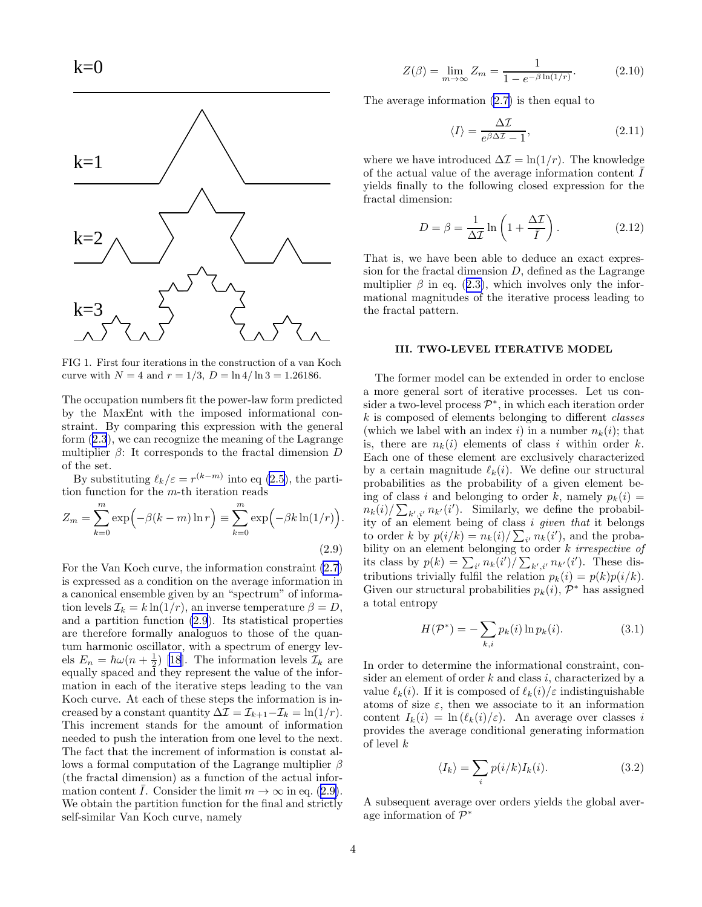FIG 1. First four iterations in the construction of a van Koch curve with $N = 4$ and $r = 1/3$, $D = \ln 4/\ln 3 = 1.26186$.

The occupation numbers fit the power-law form predicted by the MaxEnt with the imposed informational constraint. By comparing this expression with the general form (2.3), we can recognize the meaning of the Lagrange multiplier $\beta$: It corresponds to the fractal dimension $D$ of the set.

By substituting $\ell_k/\varepsilon = r^{(k-m)}$ into eq (2.5), the partition function for the $m$-th iteration reads

$$Z_m = \sum_{k=0}^{m} \exp\Big(-\beta(k-m)\ln r\Big) \equiv \sum_{k=0}^{m} \exp\Big(-\beta k \ln(1/r)\Big). \tag{2.9}$$

For the Van Koch curve, the information constraint (2.7) is expressed as a condition on the average information in a canonical ensemble given by an "spectrum" of information levels $\mathcal{I}_k = k\ln(1/r)$, an inverse temperature $\beta = D$, and a partition function (2.9). Its statistical properties are therefore formally analoguos to those of the quantum harmonic oscillator, with a spectrum of energy levels $E_n = \hbar\omega(n+\frac{1}{2})$ [18]. The information levels $\mathcal{I}_k$ are equally spaced and they represent the value of the information in each of the iterative steps leading to the van Koch curve. At each of these steps the information is increased by a constant quantity $\Delta\mathcal{I} = \mathcal{I}_{k+1} - \mathcal{I}_k = \ln(1/r)$. This increment stands for the amount of information needed to push the interation from one level to the next. The fact that the increment of information is constat allows a formal computation of the Lagrange multiplier $\beta$ (the fractal dimension) as a function of the actual information content $\bar{I}$. Consider the limit $m \to \infty$ in eq. (2.9). We obtain the partition function for the final and strictly self-similar Van Koch curve, namely

$$Z(\beta) = \lim_{m\to\infty} Z_m = \frac{1}{1 - e^{-\beta\ln(1/r)}}. \tag{2.10}$$

The average information (2.7) is then equal to

$$\langle I \rangle = \frac{\Delta\mathcal{I}}{e^{\beta\Delta\mathcal{I}} - 1}, \tag{2.11}$$

where we have introduced $\Delta\mathcal{I} = \ln(1/r)$. The knowledge of the actual value of the average information content $\bar{I}$ yields finally to the following closed expression for the fractal dimension:

$$D = \beta = \frac{1}{\Delta\mathcal{I}} \ln\left(1 + \frac{\Delta\mathcal{I}}{\bar{I}}\right). \tag{2.12}$$

That is, we have been able to deduce an exact expression for the fractal dimension $D$, defined as the Lagrange multiplier $\beta$ in eq. (2.3), which involves only the informational magnitudes of the iterative process leading to the fractal pattern.

## III. TWO-LEVEL ITERATIVE MODEL

The former model can be extended in order to enclose a more general sort of iterative processes. Let us consider a two-level process $\mathcal{P}^*$, in which each iteration order $k$ is composed of elements belonging to different *classes* (which we label with an index $i$) in a number $n_k(i)$; that is, there are $n_k(i)$ elements of class $i$ within order $k$. Each one of these element are exclusively characterized by a certain magnitude $\ell_k(i)$. We define our structural probabilities as the probability of a given element being of class $i$ and belonging to order $k$, namely $p_k(i) = n_k(i)/\sum_{k',i'} n_{k'}(i')$. Similarly, we define the probability of an element being of class $i$ *given that* it belongs to order $k$ by $p(i/k) = n_k(i)/\sum_{i'} n_k(i')$, and the probability on an element belonging to order $k$ *irrespective of* its class by $p(k) = \sum_{i'} n_k(i')/\sum_{k',i'} n_{k'}(i')$. These distributions trivially fulfil the relation $p_k(i) = p(k)p(i/k)$. Given our structural probabilities $p_k(i)$, $\mathcal{P}^*$ has assigned a total entropy

$$H(\mathcal{P}^*) = -\sum_{k,i} p_k(i)\ln p_k(i). \tag{3.1}$$

In order to determine the informational constraint, consider an element of order $k$ and class $i$, characterized by a value $\ell_k(i)$. If it is composed of $\ell_k(i)/\varepsilon$ indistinguishable atoms of size $\varepsilon$, then we associate to it an information content $I_k(i) = \ln\left(\ell_k(i)/\varepsilon\right)$. An average over classes $i$ provides the average conditional generating information of level $k$

$$\langle I_k \rangle = \sum_i p(i/k) I_k(i). \tag{3.2}$$

A subsequent average over orders yields the global average information of $\mathcal{P}^*$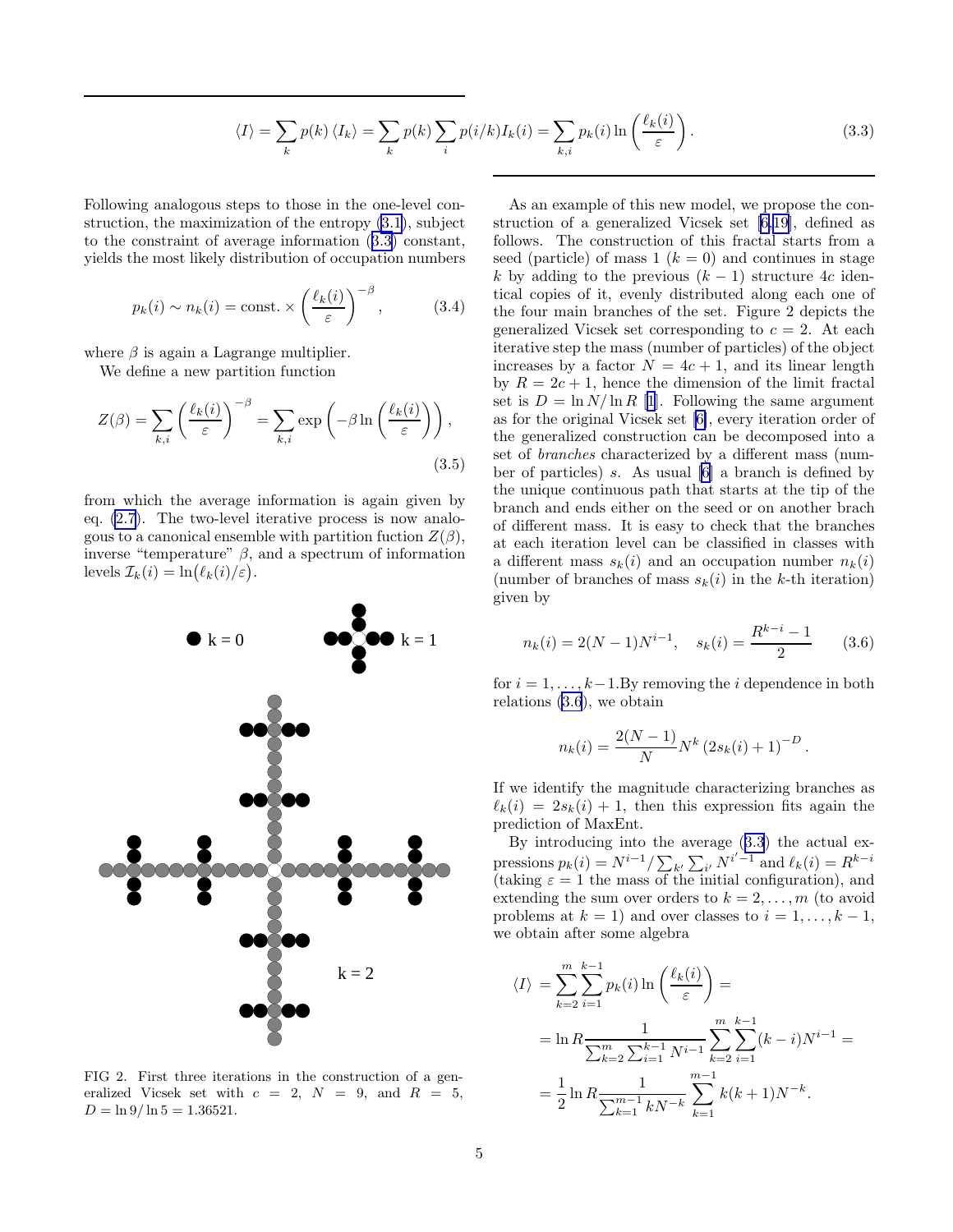$$\langle I \rangle = \sum_k p(k) \langle I_k \rangle = \sum_k p(k) \sum_i p(i/k) I_k(i) = \sum_{k,i} p_k(i) \ln\left(\frac{\ell_k(i)}{\varepsilon}\right). \tag{3.3}$$

Following analogous steps to those in the one-level construction, the maximization of the entropy (3.1), subject to the constraint of average information (3.3) constant, yields the most likely distribution of occupation numbers

$$p_k(i) \sim n_k(i) = \text{const.} \times \left(\frac{\ell_k(i)}{\varepsilon}\right)^{-\beta}, \tag{3.4}$$

where $\beta$ is again a Lagrange multiplier.

We define a new partition function

$$Z(\beta) = \sum_{k,i} \left(\frac{\ell_k(i)}{\varepsilon}\right)^{-\beta} = \sum_{k,i} \exp\left(-\beta \ln\left(\frac{\ell_k(i)}{\varepsilon}\right)\right), \tag{3.5}$$

from which the average information is again given by eq. (2.7). The two-level iterative process is now analogous to a canonical ensemble with partition fuction $Z(\beta)$, inverse "temperature" $\beta$, and a spectrum of information levels $\mathcal{I}_k(i) = \ln\big(\ell_k(i)/\varepsilon\big)$.

FIG 2. First three iterations in the construction of a generalized Vicsek set with $c = 2$, $N = 9$, and $R = 5$, $D = \ln 9/\ln 5 = 1.36521$.

As an example of this new model, we propose the construction of a generalized Vicsek set [6,19], defined as follows. The construction of this fractal starts from a seed (particle) of mass 1 ($k = 0$) and continues in stage $k$ by adding to the previous $(k-1)$ structure $4c$ identical copies of it, evenly distributed along each one of the four main branches of the set. Figure 2 depicts the generalized Vicsek set corresponding to $c = 2$. At each iterative step the mass (number of particles) of the object increases by a factor $N = 4c + 1$, and its linear length by $R = 2c + 1$, hence the dimension of the limit fractal set is $D = \ln N/\ln R$ [1]. Following the same argument as for the original Vicsek set [6], every iteration order of the generalized construction can be decomposed into a set of *branches* characterized by a different mass (number of particles) $s$. As usual [6] a branch is defined by the unique continuous path that starts at the tip of the branch and ends either on the seed or on another brach of different mass. It is easy to check that the branches at each iteration level can be classified in classes with a different mass $s_k(i)$ and an occupation number $n_k(i)$ (number of branches of mass $s_k(i)$ in the $k$-th iteration) given by

$$n_k(i) = 2(N-1)N^{i-1}, \quad s_k(i) = \frac{R^{k-i} - 1}{2} \tag{3.6}$$

for $i = 1, \ldots, k-1$.By removing the $i$ dependence in both relations (3.6), we obtain

$$n_k(i) = \frac{2(N-1)}{N} N^k \left(2s_k(i) + 1\right)^{-D}.$$

If we identify the magnitude characterizing branches as $\ell_k(i) = 2s_k(i) + 1$, then this expression fits again the prediction of MaxEnt.

By introducing into the average (3.3) the actual expressions $p_k(i) = N^{i-1}/\sum_{k'}\sum_{i'} N^{i'-1}$ and $\ell_k(i) = R^{k-i}$ (taking $\varepsilon = 1$ the mass of the initial configuration), and extending the sum over orders to $k = 2, \ldots, m$ (to avoid problems at $k = 1$) and over classes to $i = 1, \ldots, k-1$, we obtain after some algebra

$$\begin{aligned}
\langle I \rangle &= \sum_{k=2}^{m}\sum_{i=1}^{k-1} p_k(i) \ln\left(\frac{\ell_k(i)}{\varepsilon}\right) = \\
&= \ln R \frac{1}{\sum_{k=2}^{m}\sum_{i=1}^{k-1} N^{i-1}} \sum_{k=2}^{m}\sum_{i=1}^{k-1} (k-i) N^{i-1} = \\
&= \frac{1}{2} \ln R \frac{1}{\sum_{k=1}^{m-1} k N^{-k}} \sum_{k=1}^{m-1} k(k+1) N^{-k}.
\end{aligned}$$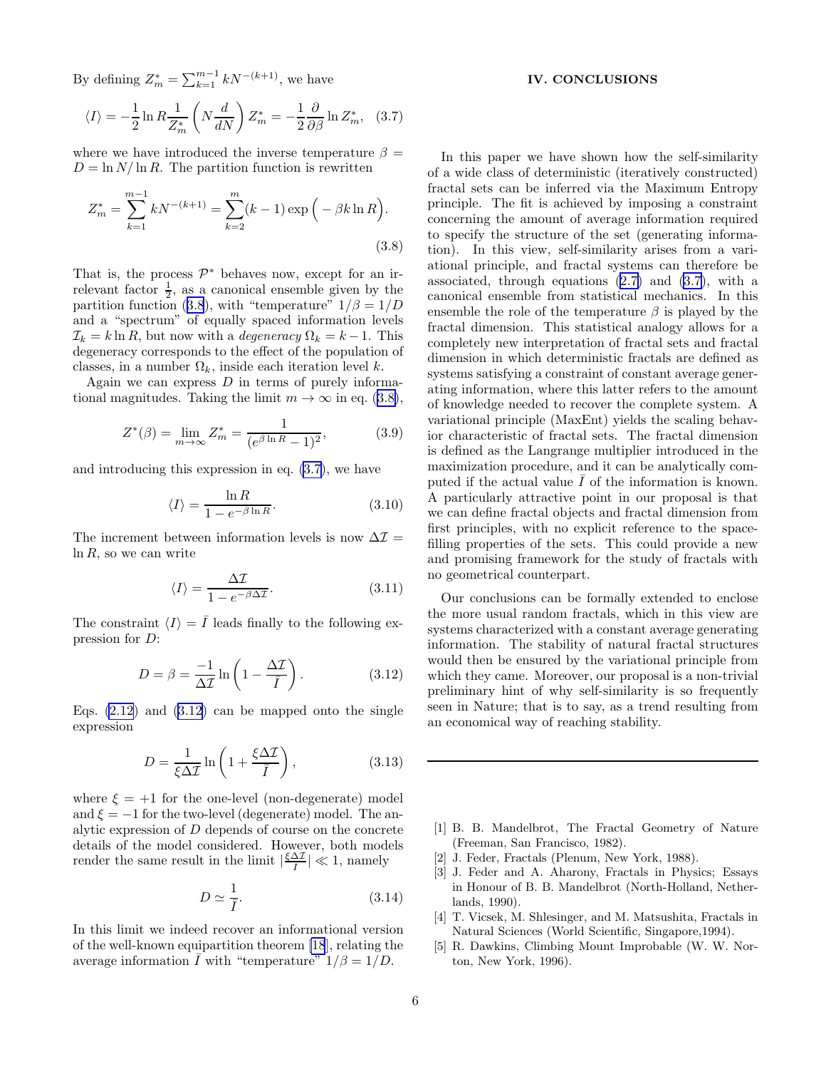By defining $Z^*_m = \sum_{k=1}^{m-1} kN^{-(k+1)}$, we have

$$\langle I \rangle = -\frac{1}{2} \ln R \frac{1}{Z^*_m} \left( N \frac{d}{dN} \right) Z^*_m = -\frac{1}{2} \frac{\partial}{\partial \beta} \ln Z^*_m, \quad (3.7)$$

where we have introduced the inverse temperature $\beta = D = \ln N / \ln R$. The partition function is rewritten

$$Z^*_m = \sum_{k=1}^{m-1} kN^{-(k+1)} = \sum_{k=2}^{m} (k-1) \exp\Big( -\beta k \ln R \Big). \quad (3.8)$$

That is, the process $\mathcal{P}^*$ behaves now, except for an irrelevant factor $\frac{1}{2}$, as a canonical ensemble given by the partition function (3.8), with "temperature" $1/\beta = 1/D$ and a "spectrum" of equally spaced information levels $\mathcal{I}_k = k \ln R$, but now with a *degeneracy* $\Omega_k = k - 1$. This degeneracy corresponds to the effect of the population of classes, in a number $\Omega_k$, inside each iteration level $k$.

Again we can express $D$ in terms of purely informational magnitudes. Taking the limit $m \to \infty$ in eq. (3.8),

$$Z^*(\beta) = \lim_{m \to \infty} Z^*_m = \frac{1}{(e^{\beta \ln R} - 1)^2}, \quad (3.9)$$

and introducing this expression in eq. (3.7), we have

$$\langle I \rangle = \frac{\ln R}{1 - e^{-\beta \ln R}}. \quad (3.10)$$

The increment between information levels is now $\Delta\mathcal{I} = \ln R$, so we can write

$$\langle I \rangle = \frac{\Delta\mathcal{I}}{1 - e^{-\beta \Delta\mathcal{I}}}. \quad (3.11)$$

The constraint $\langle I \rangle = \bar{I}$ leads finally to the following expression for $D$:

$$D = \beta = \frac{-1}{\Delta\mathcal{I}} \ln \left( 1 - \frac{\Delta\mathcal{I}}{\bar{I}} \right). \quad (3.12)$$

Eqs. (2.12) and (3.12) can be mapped onto the single expression

$$D = \frac{1}{\xi \Delta\mathcal{I}} \ln \left( 1 + \frac{\xi \Delta\mathcal{I}}{\bar{I}} \right), \quad (3.13)$$

where $\xi = +1$ for the one-level (non-degenerate) model and $\xi = -1$ for the two-level (degenerate) model. The analytic expression of $D$ depends of course on the concrete details of the model considered. However, both models render the same result in the limit $|\frac{\xi \Delta\mathcal{I}}{\bar{I}}| \ll 1$, namely

$$D \simeq \frac{1}{\bar{I}}. \quad (3.14)$$

In this limit we indeed recover an informational version of the well-known equipartition theorem [18], relating the average information $\bar{I}$ with "temperature" $1/\beta = 1/D$.

## IV. CONCLUSIONS

In this paper we have shown how the self-similarity of a wide class of deterministic (iteratively constructed) fractal sets can be inferred via the Maximum Entropy principle. The fit is achieved by imposing a constraint concerning the amount of average information required to specify the structure of the set (generating information). In this view, self-similarity arises from a variational principle, and fractal systems can therefore be associated, through equations (2.7) and (3.7), with a canonical ensemble from statistical mechanics. In this ensemble the role of the temperature $\beta$ is played by the fractal dimension. This statistical analogy allows for a completely new interpretation of fractal sets and fractal dimension in which deterministic fractals are defined as systems satisfying a constraint of constant average generating information, where this latter refers to the amount of knowledge needed to recover the complete system. A variational principle (MaxEnt) yields the scaling behavior characteristic of fractal sets. The fractal dimension is defined as the Langrange multiplier introduced in the maximization procedure, and it can be analytically computed if the actual value $\bar{I}$ of the information is known. A particularly attractive point in our proposal is that we can define fractal objects and fractal dimension from first principles, with no explicit reference to the space-filling properties of the sets. This could provide a new and promising framework for the study of fractals with no geometrical counterpart.

Our conclusions can be formally extended to enclose the more usual random fractals, which in this view are systems characterized with a constant average generating information. The stability of natural fractal structures would then be ensured by the variational principle from which they came. Moreover, our proposal is a non-trivial preliminary hint of why self-similarity is so frequently seen in Nature; that is to say, as a trend resulting from an economical way of reaching stability.

---

[1] B. B. Mandelbrot, The Fractal Geometry of Nature (Freeman, San Francisco, 1982).

[2] J. Feder, Fractals (Plenum, New York, 1988).

[3] J. Feder and A. Aharony, Fractals in Physics; Essays in Honour of B. B. Mandelbrot (North-Holland, Netherlands, 1990).

[4] T. Vicsek, M. Shlesinger, and M. Matsushita, Fractals in Natural Sciences (World Scientific, Singapore,1994).

[5] R. Dawkins, Climbing Mount Improbable (W. W. Norton, New York, 1996).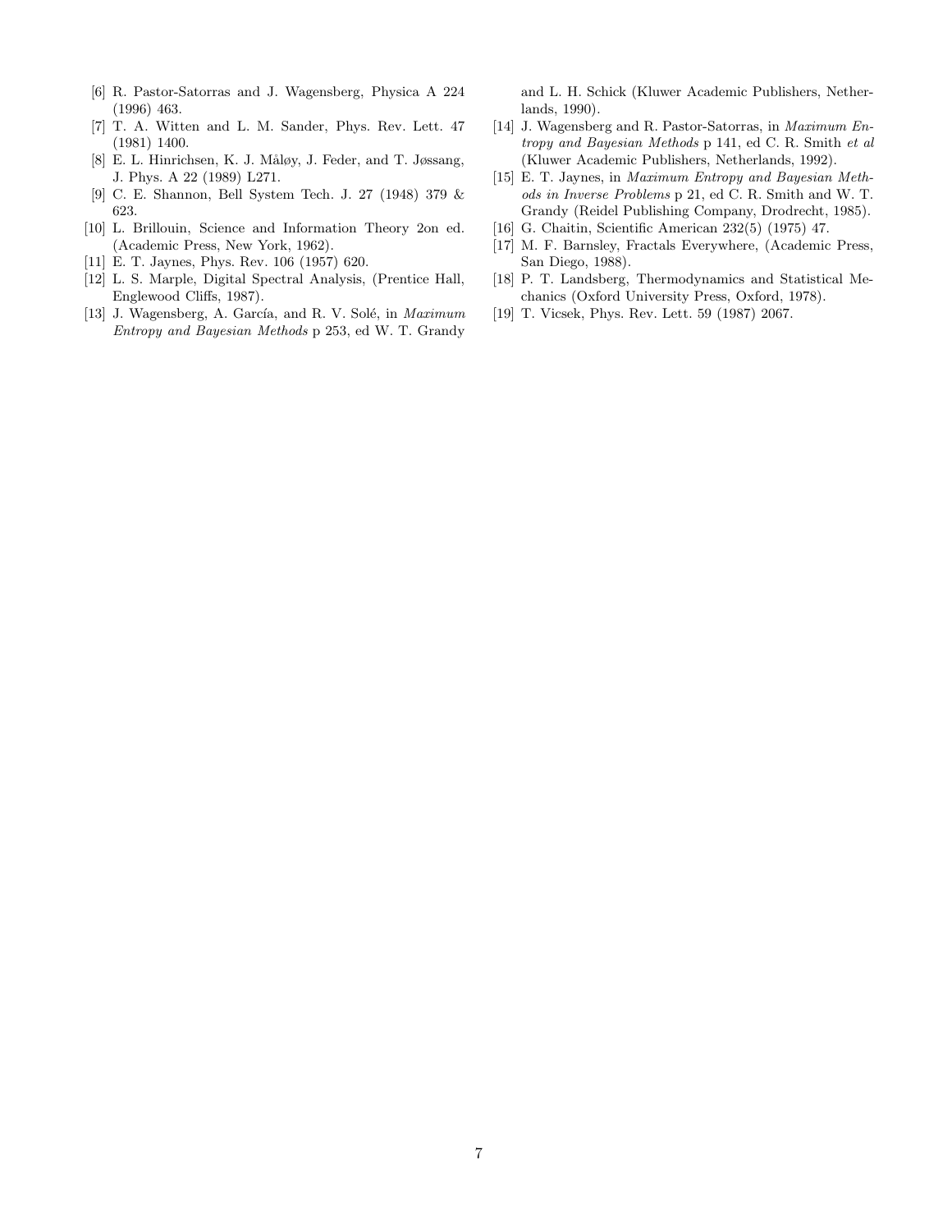[6] R. Pastor-Satorras and J. Wagensberg, Physica A 224 (1996) 463.

[7] T. A. Witten and L. M. Sander, Phys. Rev. Lett. 47 (1981) 1400.

[8] E. L. Hinrichsen, K. J. Måløy, J. Feder, and T. Jøssang, J. Phys. A 22 (1989) L271.

[9] C. E. Shannon, Bell System Tech. J. 27 (1948) 379 & 623.

[10] L. Brillouin, Science and Information Theory 2on ed. (Academic Press, New York, 1962).

[11] E. T. Jaynes, Phys. Rev. 106 (1957) 620.

[12] L. S. Marple, Digital Spectral Analysis, (Prentice Hall, Englewood Cliffs, 1987).

[13] J. Wagensberg, A. García, and R. V. Solé, in *Maximum Entropy and Bayesian Methods* p 253, ed W. T. Grandy and L. H. Schick (Kluwer Academic Publishers, Netherlands, 1990).

[14] J. Wagensberg and R. Pastor-Satorras, in *Maximum Entropy and Bayesian Methods* p 141, ed C. R. Smith *et al* (Kluwer Academic Publishers, Netherlands, 1992).

[15] E. T. Jaynes, in *Maximum Entropy and Bayesian Methods in Inverse Problems* p 21, ed C. R. Smith and W. T. Grandy (Reidel Publishing Company, Drodrecht, 1985).

[16] G. Chaitin, Scientific American 232(5) (1975) 47.

[17] M. F. Barnsley, Fractals Everywhere, (Academic Press, San Diego, 1988).

[18] P. T. Landsberg, Thermodynamics and Statistical Mechanics (Oxford University Press, Oxford, 1978).

[19] T. Vicsek, Phys. Rev. Lett. 59 (1987) 2067.